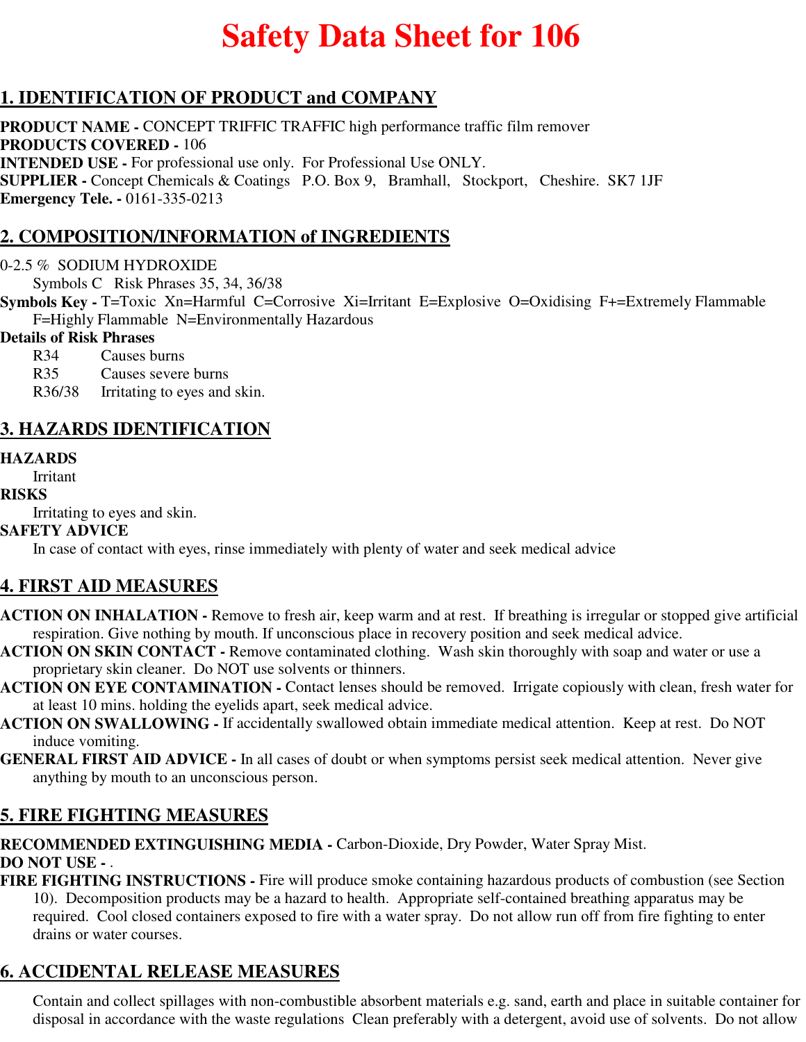# Safety Data Sheet for 106

## 1. IDENTIFICATION OF PRODUCT and COMPANY

**PRODUCT NAME -** CONCEPT TRIFFIC TRAFFIC high performance traffic film remover
**PRODUCTS COVERED -** 106
**INTENDED USE -** For professional use only. For Professional Use ONLY.
**SUPPLIER -** Concept Chemicals & Coatings P.O. Box 9, Bramhall, Stockport, Cheshire. SK7 1JF
**Emergency Tele. -** 0161-335-0213

## 2. COMPOSITION/INFORMATION of INGREDIENTS

0-2.5 % SODIUM HYDROXIDE
Symbols C Risk Phrases 35, 34, 36/38
**Symbols Key -** T=Toxic Xn=Harmful C=Corrosive Xi=Irritant E=Explosive O=Oxidising F+=Extremely Flammable F=Highly Flammable N=Environmentally Hazardous
**Details of Risk Phrases**

R34 Causes burns
R35 Causes severe burns
R36/38 Irritating to eyes and skin.

## 3. HAZARDS IDENTIFICATION

**HAZARDS**
Irritant
**RISKS**
Irritating to eyes and skin.
**SAFETY ADVICE**
In case of contact with eyes, rinse immediately with plenty of water and seek medical advice

## 4. FIRST AID MEASURES

**ACTION ON INHALATION -** Remove to fresh air, keep warm and at rest. If breathing is irregular or stopped give artificial respiration. Give nothing by mouth. If unconscious place in recovery position and seek medical advice.
**ACTION ON SKIN CONTACT -** Remove contaminated clothing. Wash skin thoroughly with soap and water or use a proprietary skin cleaner. Do NOT use solvents or thinners.
**ACTION ON EYE CONTAMINATION -** Contact lenses should be removed. Irrigate copiously with clean, fresh water for at least 10 mins. holding the eyelids apart, seek medical advice.
**ACTION ON SWALLOWING -** If accidentally swallowed obtain immediate medical attention. Keep at rest. Do NOT induce vomiting.
**GENERAL FIRST AID ADVICE -** In all cases of doubt or when symptoms persist seek medical attention. Never give anything by mouth to an unconscious person.

## 5. FIRE FIGHTING MEASURES

**RECOMMENDED EXTINGUISHING MEDIA -** Carbon-Dioxide, Dry Powder, Water Spray Mist.
**DO NOT USE -** .
**FIRE FIGHTING INSTRUCTIONS -** Fire will produce smoke containing hazardous products of combustion (see Section 10). Decomposition products may be a hazard to health. Appropriate self-contained breathing apparatus may be required. Cool closed containers exposed to fire with a water spray. Do not allow run off from fire fighting to enter drains or water courses.

## 6. ACCIDENTAL RELEASE MEASURES

Contain and collect spillages with non-combustible absorbent materials e.g. sand, earth and place in suitable container for disposal in accordance with the waste regulations Clean preferably with a detergent, avoid use of solvents. Do not allow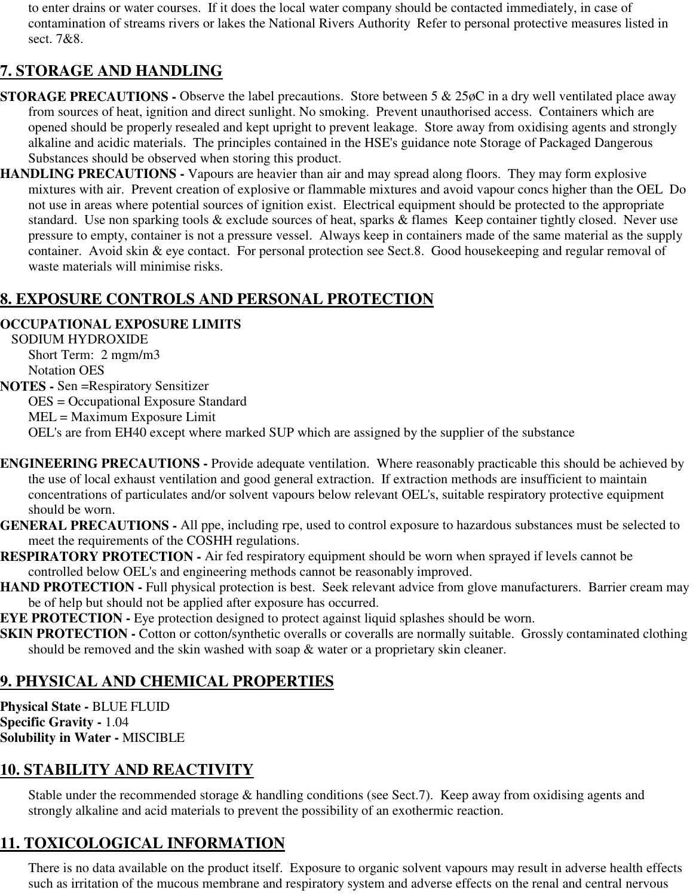to enter drains or water courses. If it does the local water company should be contacted immediately, in case of contamination of streams rivers or lakes the National Rivers Authority Refer to personal protective measures listed in sect. 7&8.

## 7. STORAGE AND HANDLING

**STORAGE PRECAUTIONS -** Observe the label precautions. Store between 5 & 25øC in a dry well ventilated place away from sources of heat, ignition and direct sunlight. No smoking. Prevent unauthorised access. Containers which are opened should be properly resealed and kept upright to prevent leakage. Store away from oxidising agents and strongly alkaline and acidic materials. The principles contained in the HSE's guidance note Storage of Packaged Dangerous Substances should be observed when storing this product.

**HANDLING PRECAUTIONS -** Vapours are heavier than air and may spread along floors. They may form explosive mixtures with air. Prevent creation of explosive or flammable mixtures and avoid vapour concs higher than the OEL Do not use in areas where potential sources of ignition exist. Electrical equipment should be protected to the appropriate standard. Use non sparking tools & exclude sources of heat, sparks & flames Keep container tightly closed. Never use pressure to empty, container is not a pressure vessel. Always keep in containers made of the same material as the supply container. Avoid skin & eye contact. For personal protection see Sect.8. Good housekeeping and regular removal of waste materials will minimise risks.

## 8. EXPOSURE CONTROLS AND PERSONAL PROTECTION

**OCCUPATIONAL EXPOSURE LIMITS**

SODIUM HYDROXIDE

Short Term: 2 mgm/m3

Notation OES

**NOTES -** Sen =Respiratory Sensitizer

OES = Occupational Exposure Standard

MEL = Maximum Exposure Limit

OEL's are from EH40 except where marked SUP which are assigned by the supplier of the substance

**ENGINEERING PRECAUTIONS -** Provide adequate ventilation. Where reasonably practicable this should be achieved by the use of local exhaust ventilation and good general extraction. If extraction methods are insufficient to maintain concentrations of particulates and/or solvent vapours below relevant OEL's, suitable respiratory protective equipment should be worn.

**GENERAL PRECAUTIONS -** All ppe, including rpe, used to control exposure to hazardous substances must be selected to meet the requirements of the COSHH regulations.

**RESPIRATORY PROTECTION -** Air fed respiratory equipment should be worn when sprayed if levels cannot be controlled below OEL's and engineering methods cannot be reasonably improved.

**HAND PROTECTION -** Full physical protection is best. Seek relevant advice from glove manufacturers. Barrier cream may be of help but should not be applied after exposure has occurred.

**EYE PROTECTION -** Eye protection designed to protect against liquid splashes should be worn.

**SKIN PROTECTION -** Cotton or cotton/synthetic overalls or coveralls are normally suitable. Grossly contaminated clothing should be removed and the skin washed with soap & water or a proprietary skin cleaner.

## 9. PHYSICAL AND CHEMICAL PROPERTIES

**Physical State -** BLUE FLUID

**Specific Gravity -** 1.04

**Solubility in Water -** MISCIBLE

## 10. STABILITY AND REACTIVITY

Stable under the recommended storage & handling conditions (see Sect.7). Keep away from oxidising agents and strongly alkaline and acid materials to prevent the possibility of an exothermic reaction.

## 11. TOXICOLOGICAL INFORMATION

There is no data available on the product itself. Exposure to organic solvent vapours may result in adverse health effects such as irritation of the mucous membrane and respiratory system and adverse effects on the renal and central nervous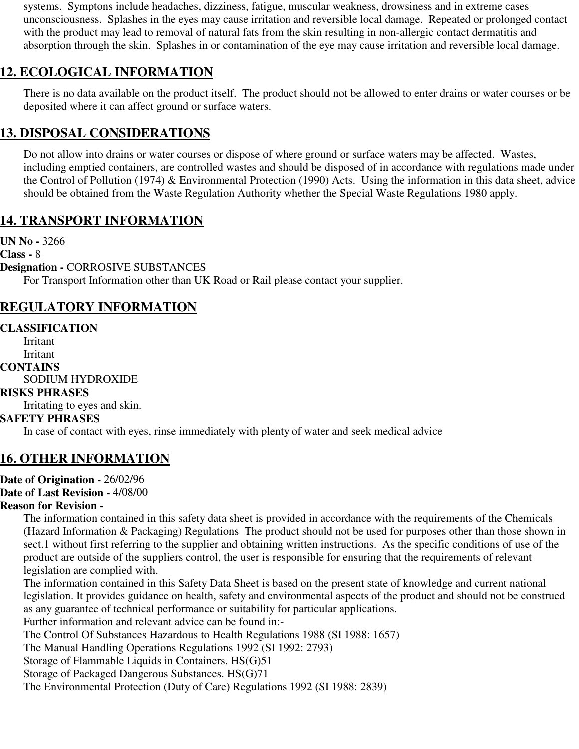systems. Symptons include headaches, dizziness, fatigue, muscular weakness, drowsiness and in extreme cases unconsciousness. Splashes in the eyes may cause irritation and reversible local damage. Repeated or prolonged contact with the product may lead to removal of natural fats from the skin resulting in non-allergic contact dermatitis and absorption through the skin. Splashes in or contamination of the eye may cause irritation and reversible local damage.

## 12. ECOLOGICAL INFORMATION

There is no data available on the product itself. The product should not be allowed to enter drains or water courses or be deposited where it can affect ground or surface waters.

## 13. DISPOSAL CONSIDERATIONS

Do not allow into drains or water courses or dispose of where ground or surface waters may be affected. Wastes, including emptied containers, are controlled wastes and should be disposed of in accordance with regulations made under the Control of Pollution (1974) & Environmental Protection (1990) Acts. Using the information in this data sheet, advice should be obtained from the Waste Regulation Authority whether the Special Waste Regulations 1980 apply.

## 14. TRANSPORT INFORMATION

**UN No -** 3266
**Class -** 8
**Designation -** CORROSIVE SUBSTANCES

For Transport Information other than UK Road or Rail please contact your supplier.

## REGULATORY INFORMATION

**CLASSIFICATION**

Irritant
Irritant

**CONTAINS**

SODIUM HYDROXIDE

**RISKS PHRASES**

Irritating to eyes and skin.

**SAFETY PHRASES**

In case of contact with eyes, rinse immediately with plenty of water and seek medical advice

## 16. OTHER INFORMATION

**Date of Origination -** 26/02/96
**Date of Last Revision -** 4/08/00
**Reason for Revision -**

The information contained in this safety data sheet is provided in accordance with the requirements of the Chemicals (Hazard Information & Packaging) Regulations The product should not be used for purposes other than those shown in sect.1 without first referring to the supplier and obtaining written instructions. As the specific conditions of use of the product are outside of the suppliers control, the user is responsible for ensuring that the requirements of relevant legislation are complied with.

The information contained in this Safety Data Sheet is based on the present state of knowledge and current national legislation. It provides guidance on health, safety and environmental aspects of the product and should not be construed as any guarantee of technical performance or suitability for particular applications.

Further information and relevant advice can be found in:-

The Control Of Substances Hazardous to Health Regulations 1988 (SI 1988: 1657)
The Manual Handling Operations Regulations 1992 (SI 1992: 2793)
Storage of Flammable Liquids in Containers. HS(G)51
Storage of Packaged Dangerous Substances. HS(G)71
The Environmental Protection (Duty of Care) Regulations 1992 (SI 1988: 2839)